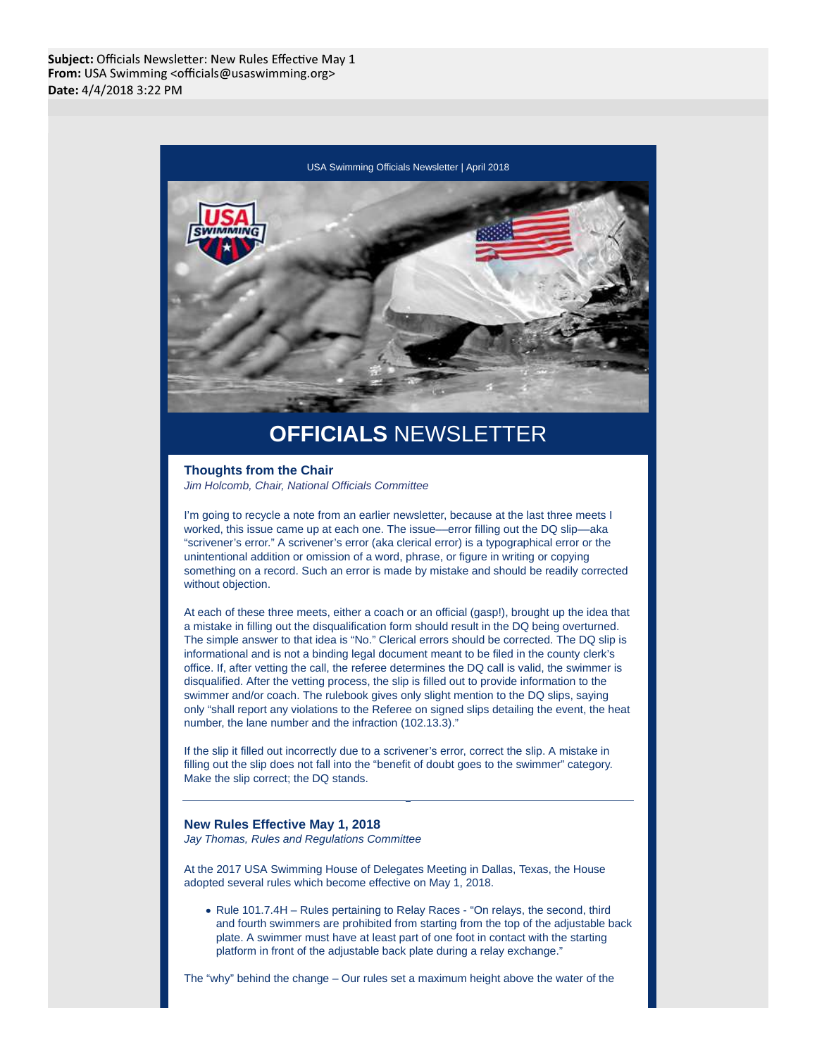**Subject:** Officials Newsletter: New Rules Effective May 1
**From:** USA Swimming <officials@usaswimming.org>
**Date:** 4/4/2018 3:22 PM

USA Swimming Officials Newsletter | April 2018

# **OFFICIALS** NEWSLETTER

### Thoughts from the Chair

*Jim Holcomb, Chair, National Officials Committee*

I'm going to recycle a note from an earlier newsletter, because at the last three meets I worked, this issue came up at each one. The issue—error filling out the DQ slip—aka "scrivener's error." A scrivener's error (aka clerical error) is a typographical error or the unintentional addition or omission of a word, phrase, or figure in writing or copying something on a record. Such an error is made by mistake and should be readily corrected without objection.

At each of these three meets, either a coach or an official (gasp!), brought up the idea that a mistake in filling out the disqualification form should result in the DQ being overturned. The simple answer to that idea is "No." Clerical errors should be corrected. The DQ slip is informational and is not a binding legal document meant to be filed in the county clerk's office. If, after vetting the call, the referee determines the DQ call is valid, the swimmer is disqualified. After the vetting process, the slip is filled out to provide information to the swimmer and/or coach. The rulebook gives only slight mention to the DQ slips, saying only "shall report any violations to the Referee on signed slips detailing the event, the heat number, the lane number and the infraction (102.13.3)."

If the slip it filled out incorrectly due to a scrivener's error, correct the slip. A mistake in filling out the slip does not fall into the "benefit of doubt goes to the swimmer" category. Make the slip correct; the DQ stands.

---

### New Rules Effective May 1, 2018

*Jay Thomas, Rules and Regulations Committee*

At the 2017 USA Swimming House of Delegates Meeting in Dallas, Texas, the House adopted several rules which become effective on May 1, 2018.

- Rule 101.7.4H – Rules pertaining to Relay Races - "On relays, the second, third and fourth swimmers are prohibited from starting from the top of the adjustable back plate. A swimmer must have at least part of one foot in contact with the starting platform in front of the adjustable back plate during a relay exchange."

The "why" behind the change – Our rules set a maximum height above the water of the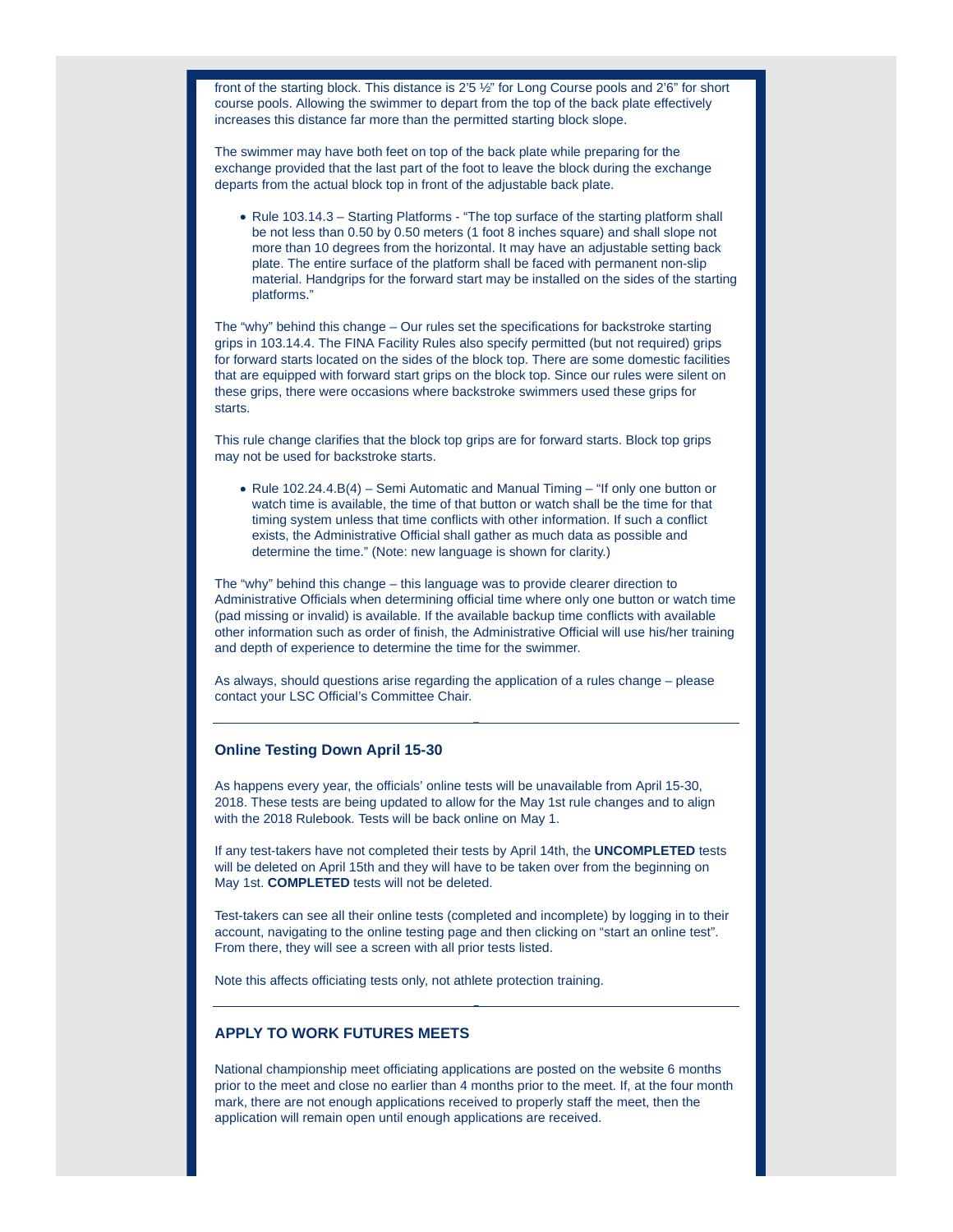front of the starting block. This distance is 2'5 ½" for Long Course pools and 2'6" for short course pools. Allowing the swimmer to depart from the top of the back plate effectively increases this distance far more than the permitted starting block slope.

The swimmer may have both feet on top of the back plate while preparing for the exchange provided that the last part of the foot to leave the block during the exchange departs from the actual block top in front of the adjustable back plate.

- Rule 103.14.3 – Starting Platforms - "The top surface of the starting platform shall be not less than 0.50 by 0.50 meters (1 foot 8 inches square) and shall slope not more than 10 degrees from the horizontal. It may have an adjustable setting back plate. The entire surface of the platform shall be faced with permanent non-slip material. Handgrips for the forward start may be installed on the sides of the starting platforms."

The "why" behind this change – Our rules set the specifications for backstroke starting grips in 103.14.4. The FINA Facility Rules also specify permitted (but not required) grips for forward starts located on the sides of the block top. There are some domestic facilities that are equipped with forward start grips on the block top. Since our rules were silent on these grips, there were occasions where backstroke swimmers used these grips for starts.

This rule change clarifies that the block top grips are for forward starts. Block top grips may not be used for backstroke starts.

- Rule 102.24.4.B(4) – Semi Automatic and Manual Timing – "If only one button or watch time is available, the time of that button or watch shall be the time for that timing system unless that time conflicts with other information. If such a conflict exists, the Administrative Official shall gather as much data as possible and determine the time." (Note: new language is shown for clarity.)

The "why" behind this change – this language was to provide clearer direction to Administrative Officials when determining official time where only one button or watch time (pad missing or invalid) is available. If the available backup time conflicts with available other information such as order of finish, the Administrative Official will use his/her training and depth of experience to determine the time for the swimmer.

As always, should questions arise regarding the application of a rules change – please contact your LSC Official's Committee Chair.

---

### Online Testing Down April 15-30

As happens every year, the officials' online tests will be unavailable from April 15-30, 2018. These tests are being updated to allow for the May 1st rule changes and to align with the 2018 Rulebook. Tests will be back online on May 1.

If any test-takers have not completed their tests by April 14th, the **UNCOMPLETED** tests will be deleted on April 15th and they will have to be taken over from the beginning on May 1st. **COMPLETED** tests will not be deleted.

Test-takers can see all their online tests (completed and incomplete) by logging in to their account, navigating to the online testing page and then clicking on "start an online test". From there, they will see a screen with all prior tests listed.

Note this affects officiating tests only, not athlete protection training.

---

### APPLY TO WORK FUTURES MEETS

National championship meet officiating applications are posted on the website 6 months prior to the meet and close no earlier than 4 months prior to the meet. If, at the four month mark, there are not enough applications received to properly staff the meet, then the application will remain open until enough applications are received.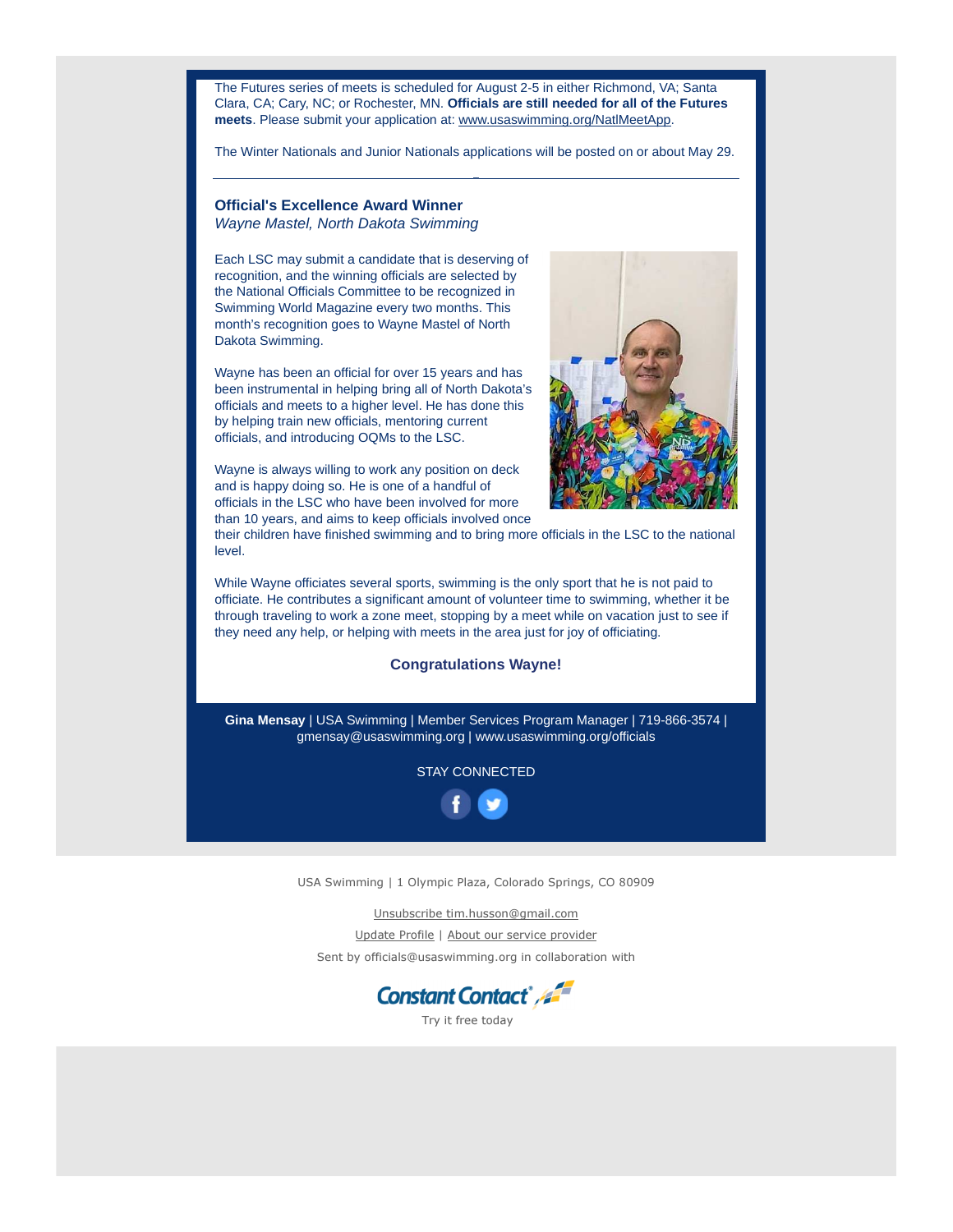The Futures series of meets is scheduled for August 2-5 in either Richmond, VA; Santa Clara, CA; Cary, NC; or Rochester, MN. **Officials are still needed for all of the Futures meets**. Please submit your application at: www.usaswimming.org/NatlMeetApp.

The Winter Nationals and Junior Nationals applications will be posted on or about May 29.

---

### Official's Excellence Award Winner

*Wayne Mastel, North Dakota Swimming*

Each LSC may submit a candidate that is deserving of recognition, and the winning officials are selected by the National Officials Committee to be recognized in Swimming World Magazine every two months. This month's recognition goes to Wayne Mastel of North Dakota Swimming.

Wayne has been an official for over 15 years and has been instrumental in helping bring all of North Dakota's officials and meets to a higher level. He has done this by helping train new officials, mentoring current officials, and introducing OQMs to the LSC.

Wayne is always willing to work any position on deck and is happy doing so. He is one of a handful of officials in the LSC who have been involved for more than 10 years, and aims to keep officials involved once their children have finished swimming and to bring more officials in the LSC to the national level.

While Wayne officiates several sports, swimming is the only sport that he is not paid to officiate. He contributes a significant amount of volunteer time to swimming, whether it be through traveling to work a zone meet, stopping by a meet while on vacation just to see if they need any help, or helping with meets in the area just for joy of officiating.

**Congratulations Wayne!**

**Gina Mensay** | USA Swimming | Member Services Program Manager | 719-866-3574 | gmensay@usaswimming.org | www.usaswimming.org/officials

STAY CONNECTED

USA Swimming | 1 Olympic Plaza, Colorado Springs, CO 80909

Unsubscribe tim.husson@gmail.com

Update Profile | About our service provider

Sent by officials@usaswimming.org in collaboration with

Constant Contact

Try it free today